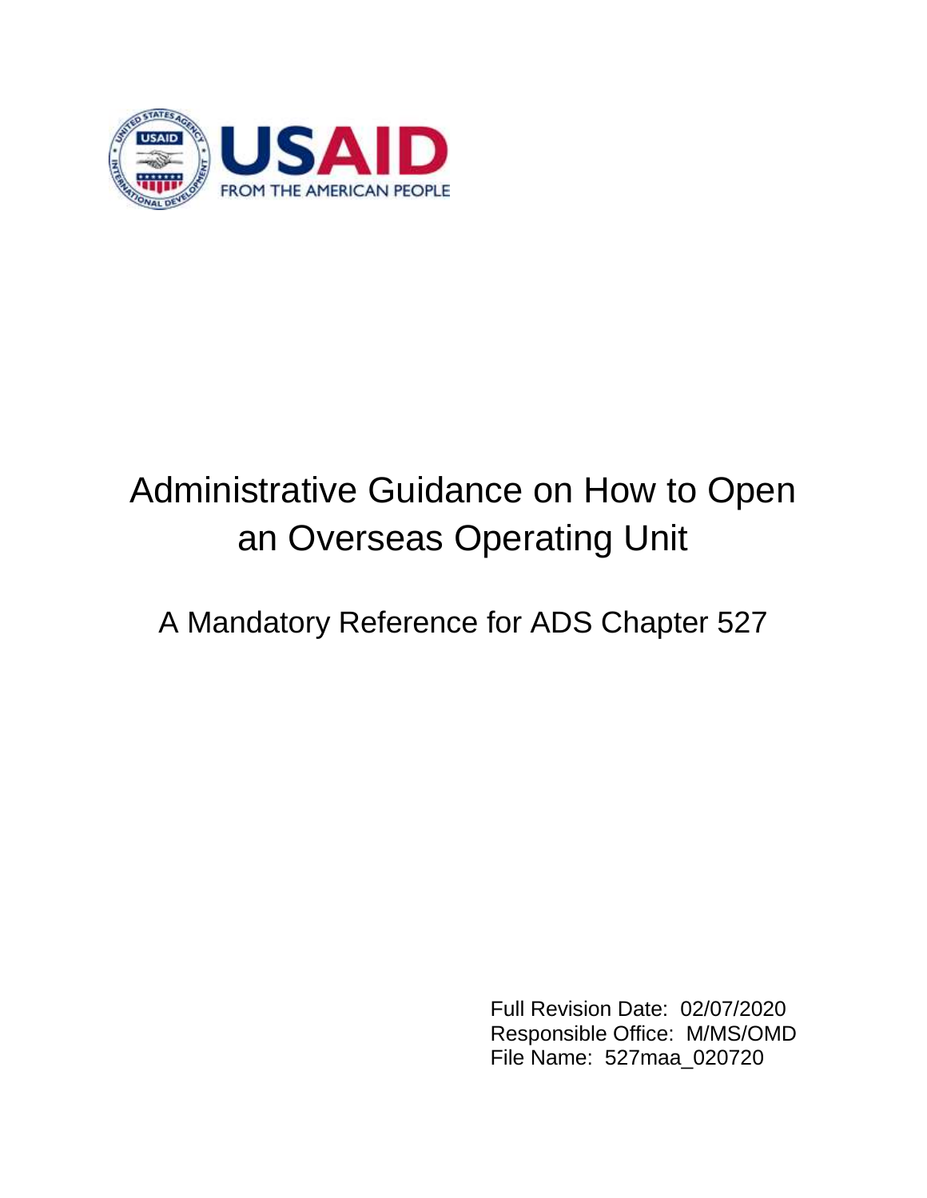USAID
FROM THE AMERICAN PEOPLE

# Administrative Guidance on How to Open an Overseas Operating Unit

## A Mandatory Reference for ADS Chapter 527

Full Revision Date: 02/07/2020
Responsible Office: M/MS/OMD
File Name: 527maa_020720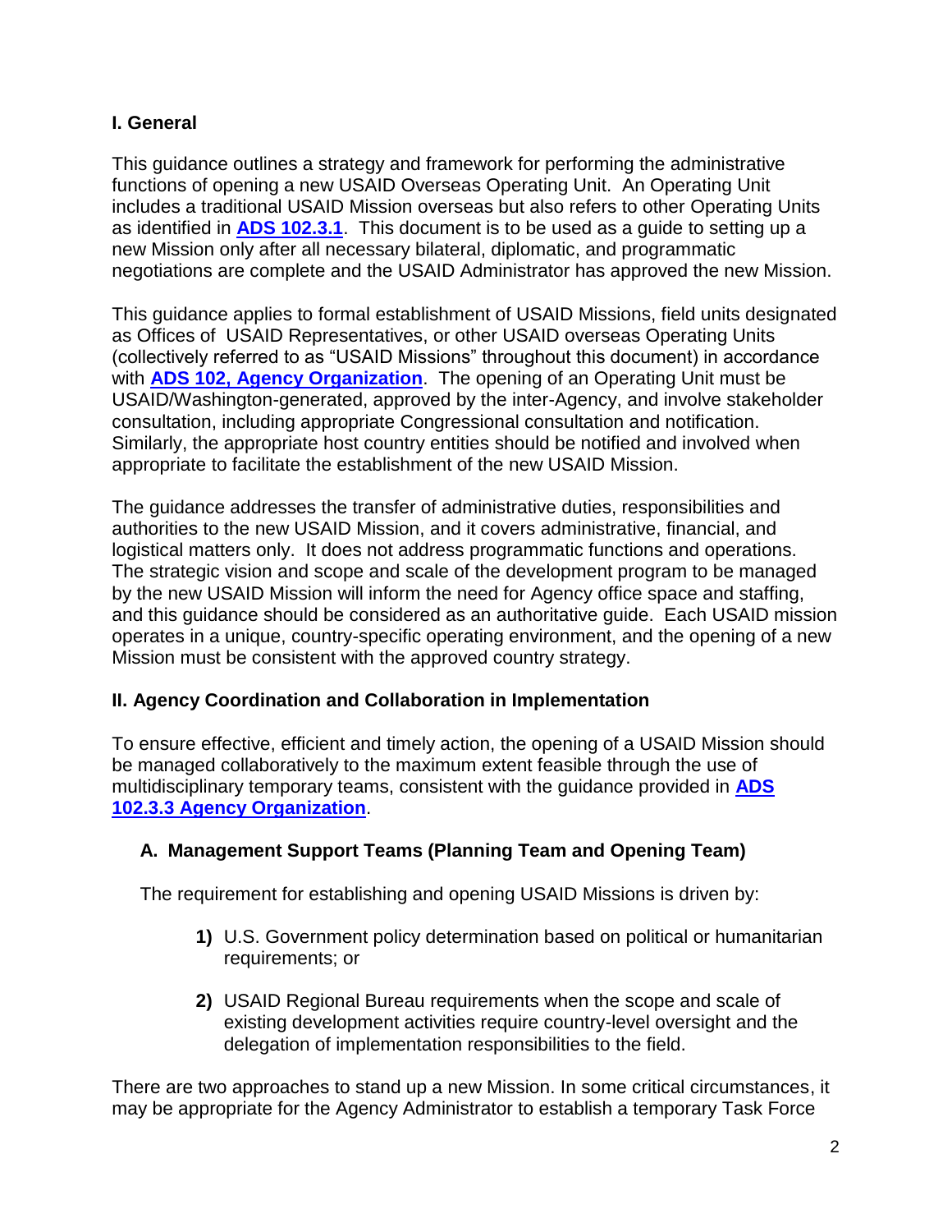## I. General

This guidance outlines a strategy and framework for performing the administrative functions of opening a new USAID Overseas Operating Unit. An Operating Unit includes a traditional USAID Mission overseas but also refers to other Operating Units as identified in **[ADS 102.3.1](#)**. This document is to be used as a guide to setting up a new Mission only after all necessary bilateral, diplomatic, and programmatic negotiations are complete and the USAID Administrator has approved the new Mission.

This guidance applies to formal establishment of USAID Missions, field units designated as Offices of USAID Representatives, or other USAID overseas Operating Units (collectively referred to as "USAID Missions" throughout this document) in accordance with **[ADS 102, Agency Organization](#)**. The opening of an Operating Unit must be USAID/Washington-generated, approved by the inter-Agency, and involve stakeholder consultation, including appropriate Congressional consultation and notification. Similarly, the appropriate host country entities should be notified and involved when appropriate to facilitate the establishment of the new USAID Mission.

The guidance addresses the transfer of administrative duties, responsibilities and authorities to the new USAID Mission, and it covers administrative, financial, and logistical matters only. It does not address programmatic functions and operations. The strategic vision and scope and scale of the development program to be managed by the new USAID Mission will inform the need for Agency office space and staffing, and this guidance should be considered as an authoritative guide. Each USAID mission operates in a unique, country-specific operating environment, and the opening of a new Mission must be consistent with the approved country strategy.

## II. Agency Coordination and Collaboration in Implementation

To ensure effective, efficient and timely action, the opening of a USAID Mission should be managed collaboratively to the maximum extent feasible through the use of multidisciplinary temporary teams, consistent with the guidance provided in **[ADS 102.3.3 Agency Organization](#)**.

### A. Management Support Teams (Planning Team and Opening Team)

The requirement for establishing and opening USAID Missions is driven by:

1) U.S. Government policy determination based on political or humanitarian requirements; or

2) USAID Regional Bureau requirements when the scope and scale of existing development activities require country-level oversight and the delegation of implementation responsibilities to the field.

There are two approaches to stand up a new Mission. In some critical circumstances, it may be appropriate for the Agency Administrator to establish a temporary Task Force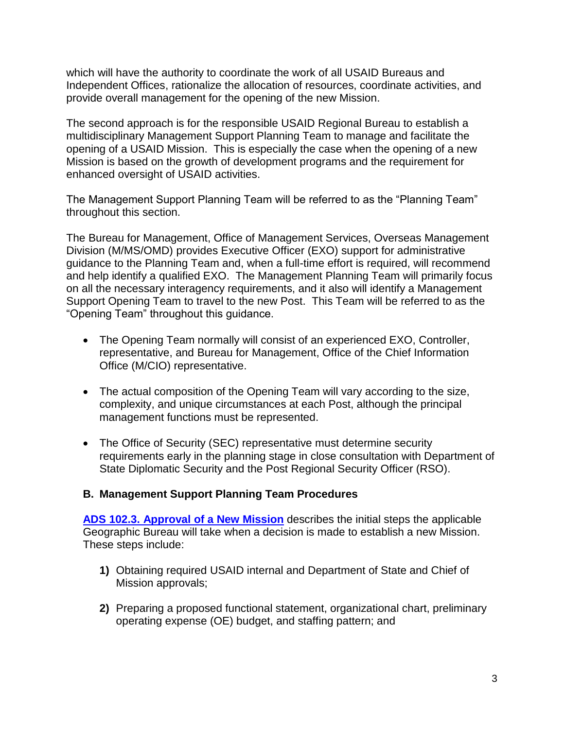which will have the authority to coordinate the work of all USAID Bureaus and Independent Offices, rationalize the allocation of resources, coordinate activities, and provide overall management for the opening of the new Mission.

The second approach is for the responsible USAID Regional Bureau to establish a multidisciplinary Management Support Planning Team to manage and facilitate the opening of a USAID Mission. This is especially the case when the opening of a new Mission is based on the growth of development programs and the requirement for enhanced oversight of USAID activities.

The Management Support Planning Team will be referred to as the "Planning Team" throughout this section.

The Bureau for Management, Office of Management Services, Overseas Management Division (M/MS/OMD) provides Executive Officer (EXO) support for administrative guidance to the Planning Team and, when a full-time effort is required, will recommend and help identify a qualified EXO. The Management Planning Team will primarily focus on all the necessary interagency requirements, and it also will identify a Management Support Opening Team to travel to the new Post. This Team will be referred to as the "Opening Team" throughout this guidance.

- The Opening Team normally will consist of an experienced EXO, Controller, representative, and Bureau for Management, Office of the Chief Information Office (M/CIO) representative.
- The actual composition of the Opening Team will vary according to the size, complexity, and unique circumstances at each Post, although the principal management functions must be represented.
- The Office of Security (SEC) representative must determine security requirements early in the planning stage in close consultation with Department of State Diplomatic Security and the Post Regional Security Officer (RSO).

### B. Management Support Planning Team Procedures

**ADS 102.3. Approval of a New Mission** describes the initial steps the applicable Geographic Bureau will take when a decision is made to establish a new Mission. These steps include:

1) Obtaining required USAID internal and Department of State and Chief of Mission approvals;
2) Preparing a proposed functional statement, organizational chart, preliminary operating expense (OE) budget, and staffing pattern; and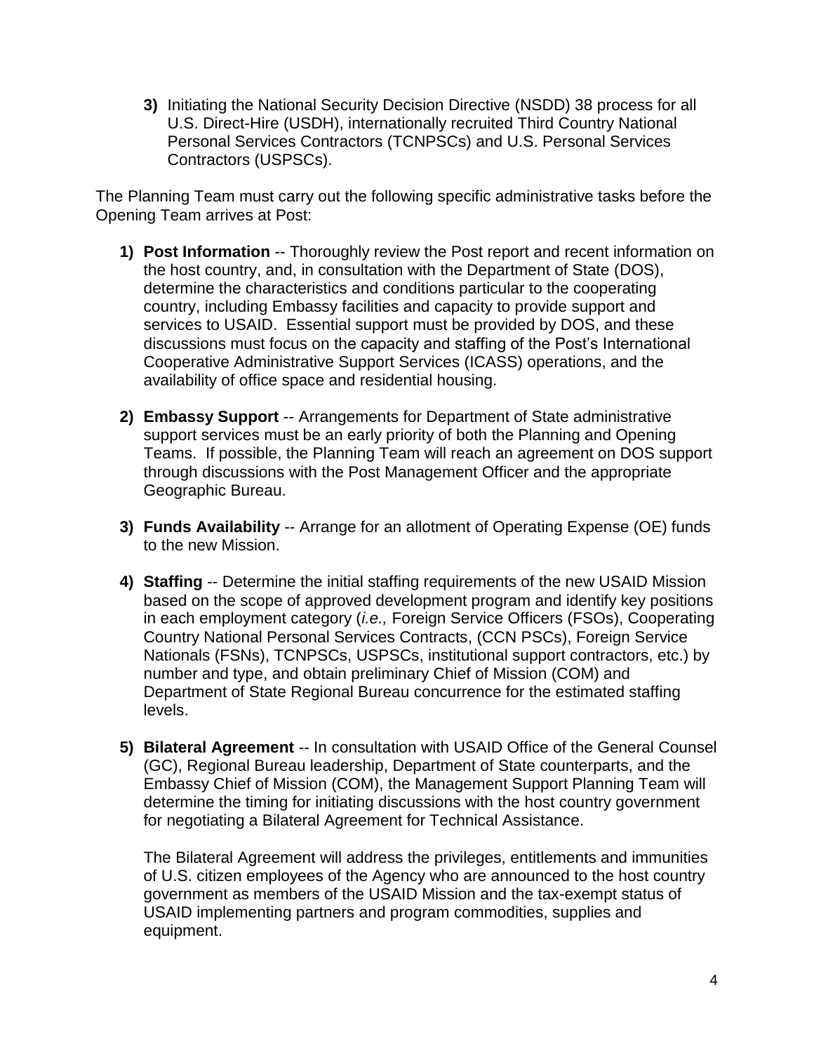3) Initiating the National Security Decision Directive (NSDD) 38 process for all U.S. Direct-Hire (USDH), internationally recruited Third Country National Personal Services Contractors (TCNPSCs) and U.S. Personal Services Contractors (USPSCs).

The Planning Team must carry out the following specific administrative tasks before the Opening Team arrives at Post:

1) **Post Information** -- Thoroughly review the Post report and recent information on the host country, and, in consultation with the Department of State (DOS), determine the characteristics and conditions particular to the cooperating country, including Embassy facilities and capacity to provide support and services to USAID. Essential support must be provided by DOS, and these discussions must focus on the capacity and staffing of the Post's International Cooperative Administrative Support Services (ICASS) operations, and the availability of office space and residential housing.

2) **Embassy Support** -- Arrangements for Department of State administrative support services must be an early priority of both the Planning and Opening Teams. If possible, the Planning Team will reach an agreement on DOS support through discussions with the Post Management Officer and the appropriate Geographic Bureau.

3) **Funds Availability** -- Arrange for an allotment of Operating Expense (OE) funds to the new Mission.

4) **Staffing** -- Determine the initial staffing requirements of the new USAID Mission based on the scope of approved development program and identify key positions in each employment category (*i.e.,* Foreign Service Officers (FSOs), Cooperating Country National Personal Services Contracts, (CCN PSCs), Foreign Service Nationals (FSNs), TCNPSCs, USPSCs, institutional support contractors, etc.) by number and type, and obtain preliminary Chief of Mission (COM) and Department of State Regional Bureau concurrence for the estimated staffing levels.

5) **Bilateral Agreement** -- In consultation with USAID Office of the General Counsel (GC), Regional Bureau leadership, Department of State counterparts, and the Embassy Chief of Mission (COM), the Management Support Planning Team will determine the timing for initiating discussions with the host country government for negotiating a Bilateral Agreement for Technical Assistance.

   The Bilateral Agreement will address the privileges, entitlements and immunities of U.S. citizen employees of the Agency who are announced to the host country government as members of the USAID Mission and the tax-exempt status of USAID implementing partners and program commodities, supplies and equipment.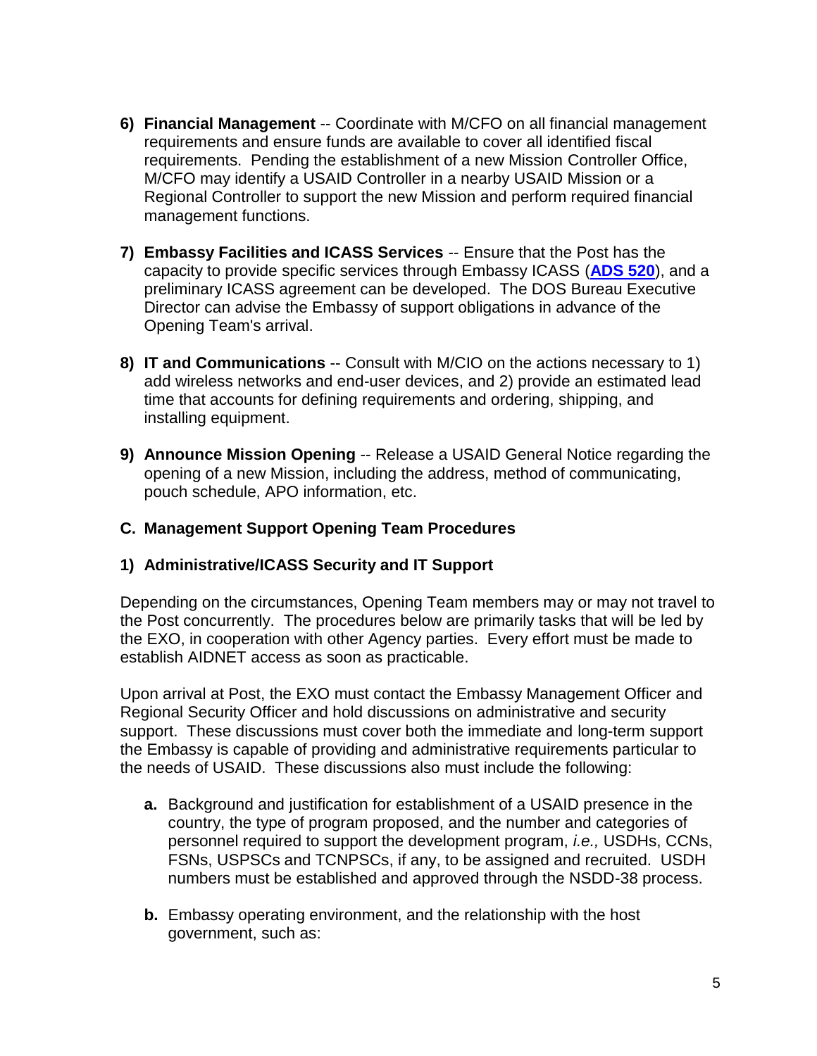6) **Financial Management** -- Coordinate with M/CFO on all financial management requirements and ensure funds are available to cover all identified fiscal requirements. Pending the establishment of a new Mission Controller Office, M/CFO may identify a USAID Controller in a nearby USAID Mission or a Regional Controller to support the new Mission and perform required financial management functions.

7) **Embassy Facilities and ICASS Services** -- Ensure that the Post has the capacity to provide specific services through Embassy ICASS (**ADS 520**), and a preliminary ICASS agreement can be developed. The DOS Bureau Executive Director can advise the Embassy of support obligations in advance of the Opening Team's arrival.

8) **IT and Communications** -- Consult with M/CIO on the actions necessary to 1) add wireless networks and end-user devices, and 2) provide an estimated lead time that accounts for defining requirements and ordering, shipping, and installing equipment.

9) **Announce Mission Opening** -- Release a USAID General Notice regarding the opening of a new Mission, including the address, method of communicating, pouch schedule, APO information, etc.

### C. Management Support Opening Team Procedures

#### 1) Administrative/ICASS Security and IT Support

Depending on the circumstances, Opening Team members may or may not travel to the Post concurrently. The procedures below are primarily tasks that will be led by the EXO, in cooperation with other Agency parties. Every effort must be made to establish AIDNET access as soon as practicable.

Upon arrival at Post, the EXO must contact the Embassy Management Officer and Regional Security Officer and hold discussions on administrative and security support. These discussions must cover both the immediate and long-term support the Embassy is capable of providing and administrative requirements particular to the needs of USAID. These discussions also must include the following:

**a.** Background and justification for establishment of a USAID presence in the country, the type of program proposed, and the number and categories of personnel required to support the development program, *i.e.,* USDHs, CCNs, FSNs, USPSCs and TCNPSCs, if any, to be assigned and recruited. USDH numbers must be established and approved through the NSDD-38 process.

**b.** Embassy operating environment, and the relationship with the host government, such as: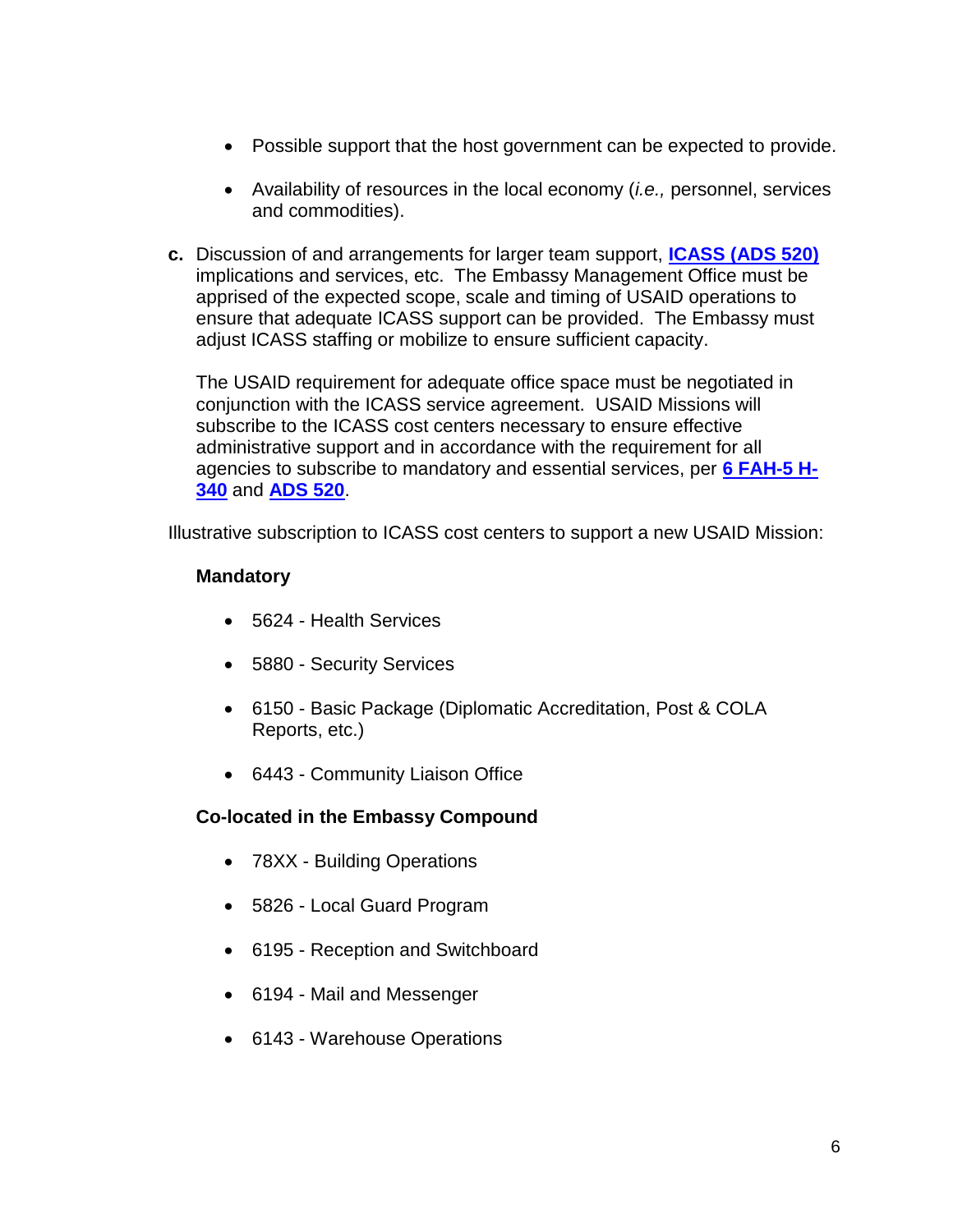- Possible support that the host government can be expected to provide.

- Availability of resources in the local economy (*i.e.,* personnel, services and commodities).

**c.** Discussion of and arrangements for larger team support, **ICASS (ADS 520)** implications and services, etc. The Embassy Management Office must be apprised of the expected scope, scale and timing of USAID operations to ensure that adequate ICASS support can be provided. The Embassy must adjust ICASS staffing or mobilize to ensure sufficient capacity.

The USAID requirement for adequate office space must be negotiated in conjunction with the ICASS service agreement. USAID Missions will subscribe to the ICASS cost centers necessary to ensure effective administrative support and in accordance with the requirement for all agencies to subscribe to mandatory and essential services, per **6 FAH-5 H-340** and **ADS 520**.

Illustrative subscription to ICASS cost centers to support a new USAID Mission:

**Mandatory**

- 5624 - Health Services

- 5880 - Security Services

- 6150 - Basic Package (Diplomatic Accreditation, Post & COLA Reports, etc.)

- 6443 - Community Liaison Office

**Co-located in the Embassy Compound**

- 78XX - Building Operations

- 5826 - Local Guard Program

- 6195 - Reception and Switchboard

- 6194 - Mail and Messenger

- 6143 - Warehouse Operations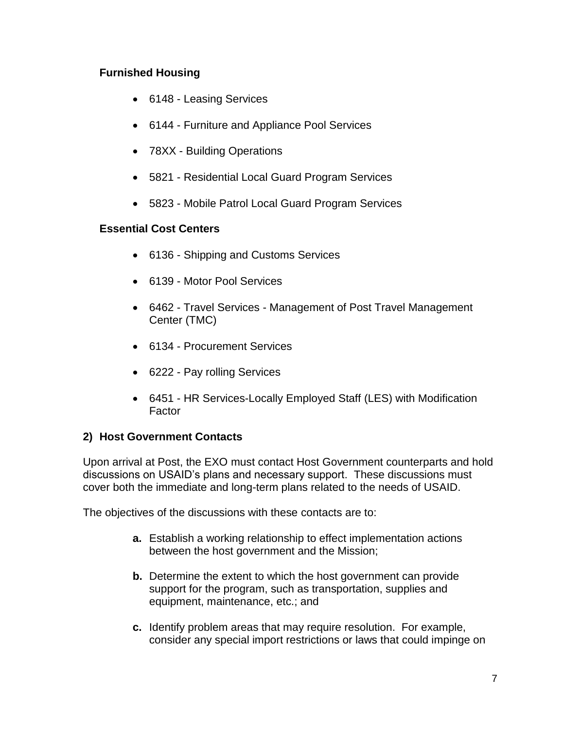**Furnished Housing**

- 6148 - Leasing Services
- 6144 - Furniture and Appliance Pool Services
- 78XX - Building Operations
- 5821 - Residential Local Guard Program Services
- 5823 - Mobile Patrol Local Guard Program Services

**Essential Cost Centers**

- 6136 - Shipping and Customs Services
- 6139 - Motor Pool Services
- 6462 - Travel Services - Management of Post Travel Management Center (TMC)
- 6134 - Procurement Services
- 6222 - Pay rolling Services
- 6451 - HR Services-Locally Employed Staff (LES) with Modification Factor

### 2) Host Government Contacts

Upon arrival at Post, the EXO must contact Host Government counterparts and hold discussions on USAID's plans and necessary support. These discussions must cover both the immediate and long-term plans related to the needs of USAID.

The objectives of the discussions with these contacts are to:

**a.** Establish a working relationship to effect implementation actions between the host government and the Mission;

**b.** Determine the extent to which the host government can provide support for the program, such as transportation, supplies and equipment, maintenance, etc.; and

**c.** Identify problem areas that may require resolution. For example, consider any special import restrictions or laws that could impinge on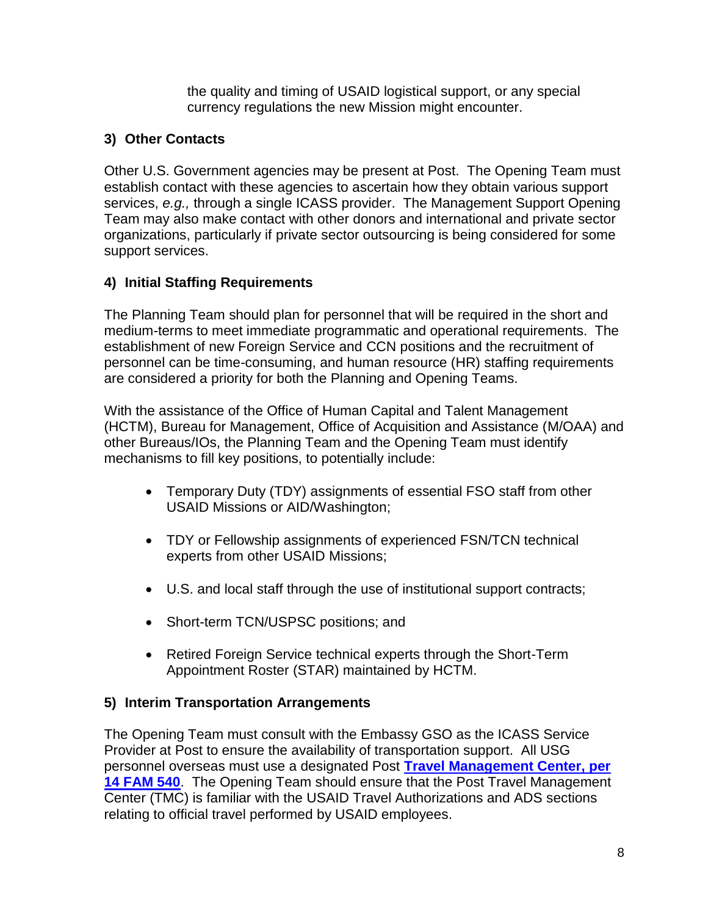the quality and timing of USAID logistical support, or any special currency regulations the new Mission might encounter.

### 3) Other Contacts

Other U.S. Government agencies may be present at Post. The Opening Team must establish contact with these agencies to ascertain how they obtain various support services, *e.g.,* through a single ICASS provider. The Management Support Opening Team may also make contact with other donors and international and private sector organizations, particularly if private sector outsourcing is being considered for some support services.

### 4) Initial Staffing Requirements

The Planning Team should plan for personnel that will be required in the short and medium-terms to meet immediate programmatic and operational requirements. The establishment of new Foreign Service and CCN positions and the recruitment of personnel can be time-consuming, and human resource (HR) staffing requirements are considered a priority for both the Planning and Opening Teams.

With the assistance of the Office of Human Capital and Talent Management (HCTM), Bureau for Management, Office of Acquisition and Assistance (M/OAA) and other Bureaus/IOs, the Planning Team and the Opening Team must identify mechanisms to fill key positions, to potentially include:

- Temporary Duty (TDY) assignments of essential FSO staff from other USAID Missions or AID/Washington;
- TDY or Fellowship assignments of experienced FSN/TCN technical experts from other USAID Missions;
- U.S. and local staff through the use of institutional support contracts;
- Short-term TCN/USPSC positions; and
- Retired Foreign Service technical experts through the Short-Term Appointment Roster (STAR) maintained by HCTM.

### 5) Interim Transportation Arrangements

The Opening Team must consult with the Embassy GSO as the ICASS Service Provider at Post to ensure the availability of transportation support. All USG personnel overseas must use a designated Post **Travel Management Center, per 14 FAM 540**. The Opening Team should ensure that the Post Travel Management Center (TMC) is familiar with the USAID Travel Authorizations and ADS sections relating to official travel performed by USAID employees.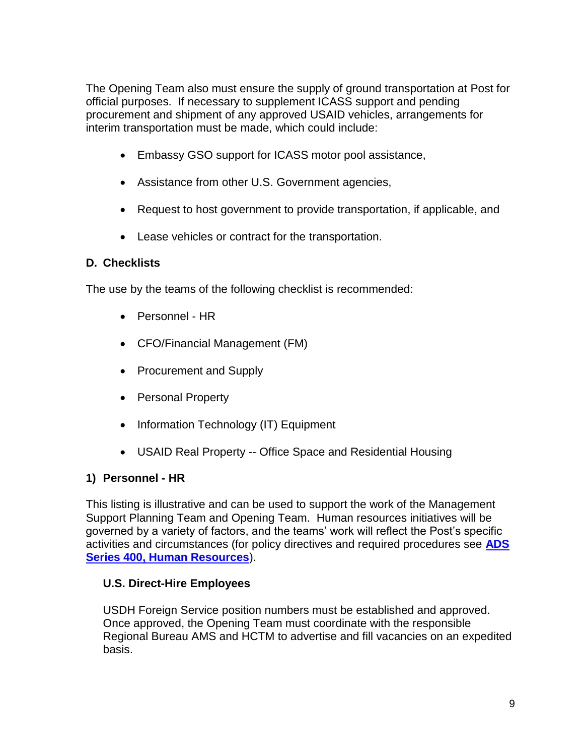The Opening Team also must ensure the supply of ground transportation at Post for official purposes. If necessary to supplement ICASS support and pending procurement and shipment of any approved USAID vehicles, arrangements for interim transportation must be made, which could include:

- Embassy GSO support for ICASS motor pool assistance,
- Assistance from other U.S. Government agencies,
- Request to host government to provide transportation, if applicable, and
- Lease vehicles or contract for the transportation.

### D. Checklists

The use by the teams of the following checklist is recommended:

- Personnel - HR
- CFO/Financial Management (FM)
- Procurement and Supply
- Personal Property
- Information Technology (IT) Equipment
- USAID Real Property -- Office Space and Residential Housing

#### 1) Personnel - HR

This listing is illustrative and can be used to support the work of the Management Support Planning Team and Opening Team. Human resources initiatives will be governed by a variety of factors, and the teams' work will reflect the Post's specific activities and circumstances (for policy directives and required procedures see **ADS Series 400, Human Resources**).

**U.S. Direct-Hire Employees**

USDH Foreign Service position numbers must be established and approved. Once approved, the Opening Team must coordinate with the responsible Regional Bureau AMS and HCTM to advertise and fill vacancies on an expedited basis.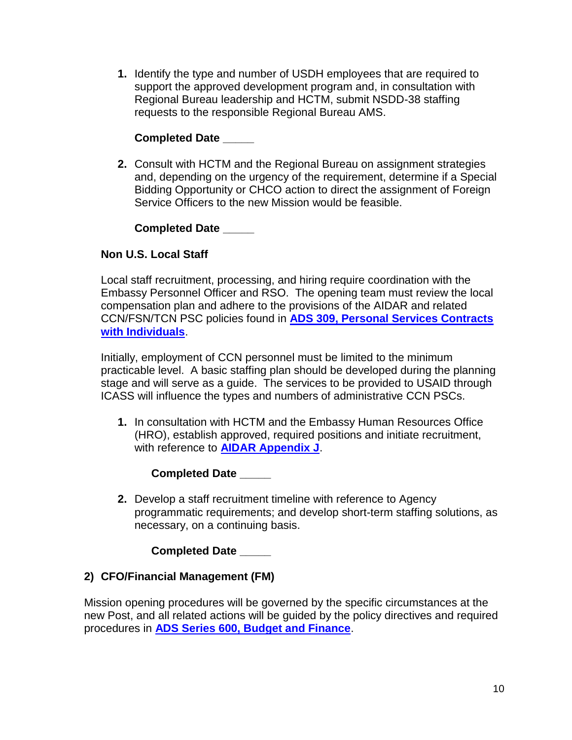1. Identify the type and number of USDH employees that are required to support the approved development program and, in consultation with Regional Bureau leadership and HCTM, submit NSDD-38 staffing requests to the responsible Regional Bureau AMS.

   **Completed Date _____**

2. Consult with HCTM and the Regional Bureau on assignment strategies and, depending on the urgency of the requirement, determine if a Special Bidding Opportunity or CHCO action to direct the assignment of Foreign Service Officers to the new Mission would be feasible.

   **Completed Date _____**

**Non U.S. Local Staff**

Local staff recruitment, processing, and hiring require coordination with the Embassy Personnel Officer and RSO. The opening team must review the local compensation plan and adhere to the provisions of the AIDAR and related CCN/FSN/TCN PSC policies found in **ADS 309, Personal Services Contracts with Individuals**.

Initially, employment of CCN personnel must be limited to the minimum practicable level. A basic staffing plan should be developed during the planning stage and will serve as a guide. The services to be provided to USAID through ICASS will influence the types and numbers of administrative CCN PSCs.

1. In consultation with HCTM and the Embassy Human Resources Office (HRO), establish approved, required positions and initiate recruitment, with reference to **AIDAR Appendix J**.

   **Completed Date _____**

2. Develop a staff recruitment timeline with reference to Agency programmatic requirements; and develop short-term staffing solutions, as necessary, on a continuing basis.

   **Completed Date _____**

## 2) CFO/Financial Management (FM)

Mission opening procedures will be governed by the specific circumstances at the new Post, and all related actions will be guided by the policy directives and required procedures in **ADS Series 600, Budget and Finance**.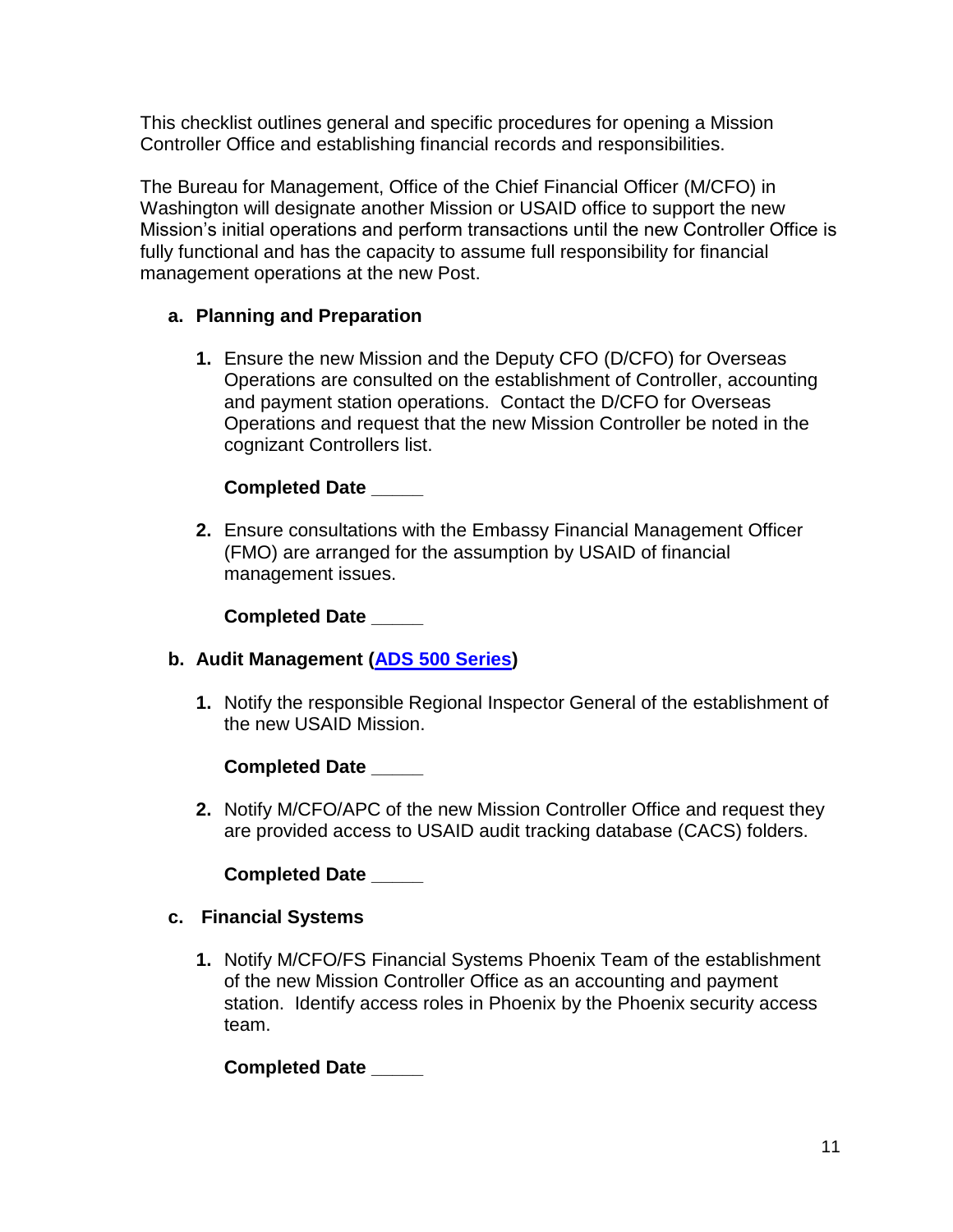This checklist outlines general and specific procedures for opening a Mission Controller Office and establishing financial records and responsibilities.

The Bureau for Management, Office of the Chief Financial Officer (M/CFO) in Washington will designate another Mission or USAID office to support the new Mission's initial operations and perform transactions until the new Controller Office is fully functional and has the capacity to assume full responsibility for financial management operations at the new Post.

**a. Planning and Preparation**

1. Ensure the new Mission and the Deputy CFO (D/CFO) for Overseas Operations are consulted on the establishment of Controller, accounting and payment station operations. Contact the D/CFO for Overseas Operations and request that the new Mission Controller be noted in the cognizant Controllers list.

   **Completed Date _____**

2. Ensure consultations with the Embassy Financial Management Officer (FMO) are arranged for the assumption by USAID of financial management issues.

   **Completed Date _____**

**b. Audit Management (ADS 500 Series)**

1. Notify the responsible Regional Inspector General of the establishment of the new USAID Mission.

   **Completed Date _____**

2. Notify M/CFO/APC of the new Mission Controller Office and request they are provided access to USAID audit tracking database (CACS) folders.

   **Completed Date _____**

**c. Financial Systems**

1. Notify M/CFO/FS Financial Systems Phoenix Team of the establishment of the new Mission Controller Office as an accounting and payment station. Identify access roles in Phoenix by the Phoenix security access team.

   **Completed Date _____**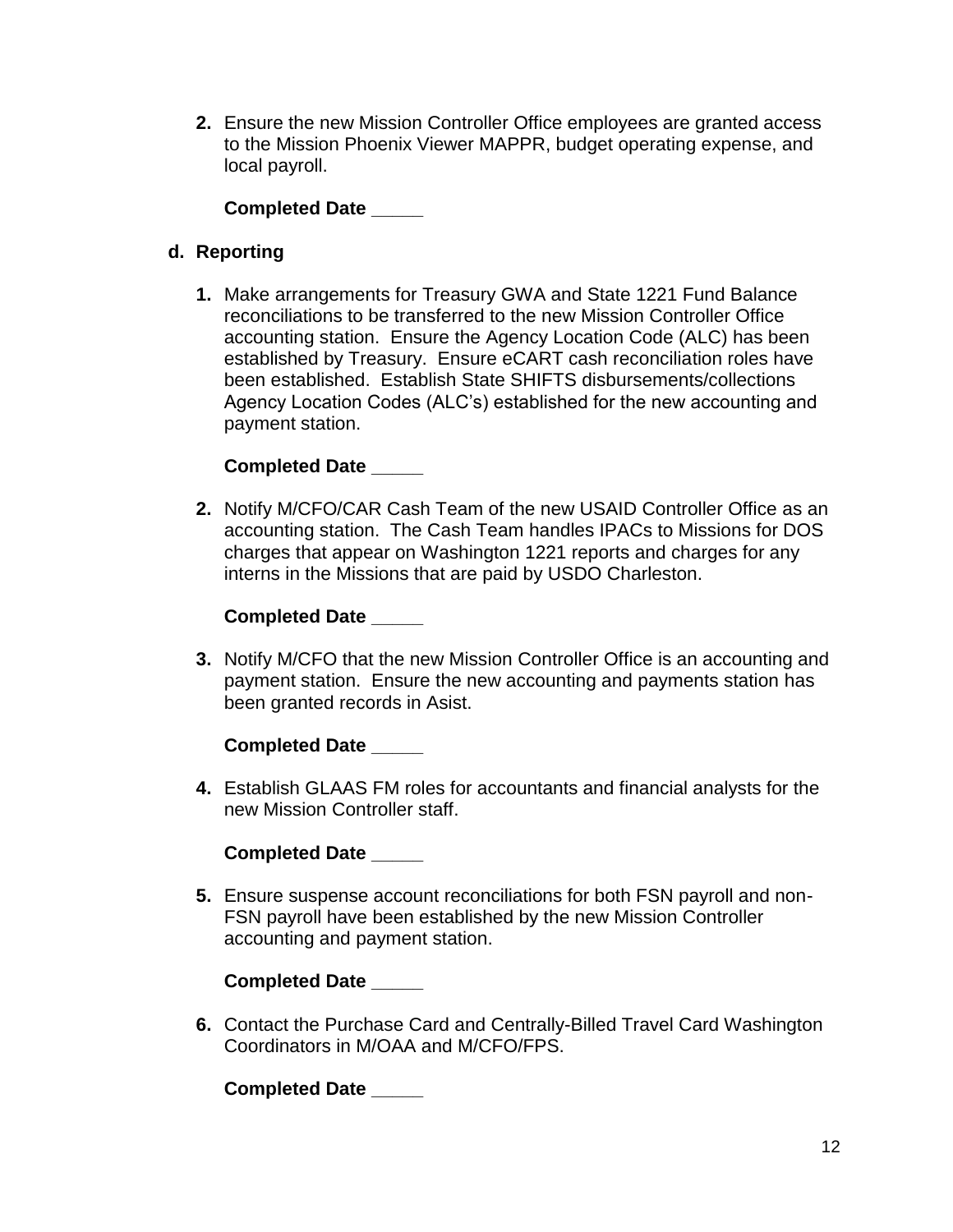2. Ensure the new Mission Controller Office employees are granted access to the Mission Phoenix Viewer MAPPR, budget operating expense, and local payroll.

   **Completed Date _____**

**d. Reporting**

1. Make arrangements for Treasury GWA and State 1221 Fund Balance reconciliations to be transferred to the new Mission Controller Office accounting station. Ensure the Agency Location Code (ALC) has been established by Treasury. Ensure eCART cash reconciliation roles have been established. Establish State SHIFTS disbursements/collections Agency Location Codes (ALC's) established for the new accounting and payment station.

   **Completed Date _____**

2. Notify M/CFO/CAR Cash Team of the new USAID Controller Office as an accounting station. The Cash Team handles IPACs to Missions for DOS charges that appear on Washington 1221 reports and charges for any interns in the Missions that are paid by USDO Charleston.

   **Completed Date _____**

3. Notify M/CFO that the new Mission Controller Office is an accounting and payment station. Ensure the new accounting and payments station has been granted records in Asist.

   **Completed Date _____**

4. Establish GLAAS FM roles for accountants and financial analysts for the new Mission Controller staff.

   **Completed Date _____**

5. Ensure suspense account reconciliations for both FSN payroll and non-FSN payroll have been established by the new Mission Controller accounting and payment station.

   **Completed Date _____**

6. Contact the Purchase Card and Centrally-Billed Travel Card Washington Coordinators in M/OAA and M/CFO/FPS.

   **Completed Date _____**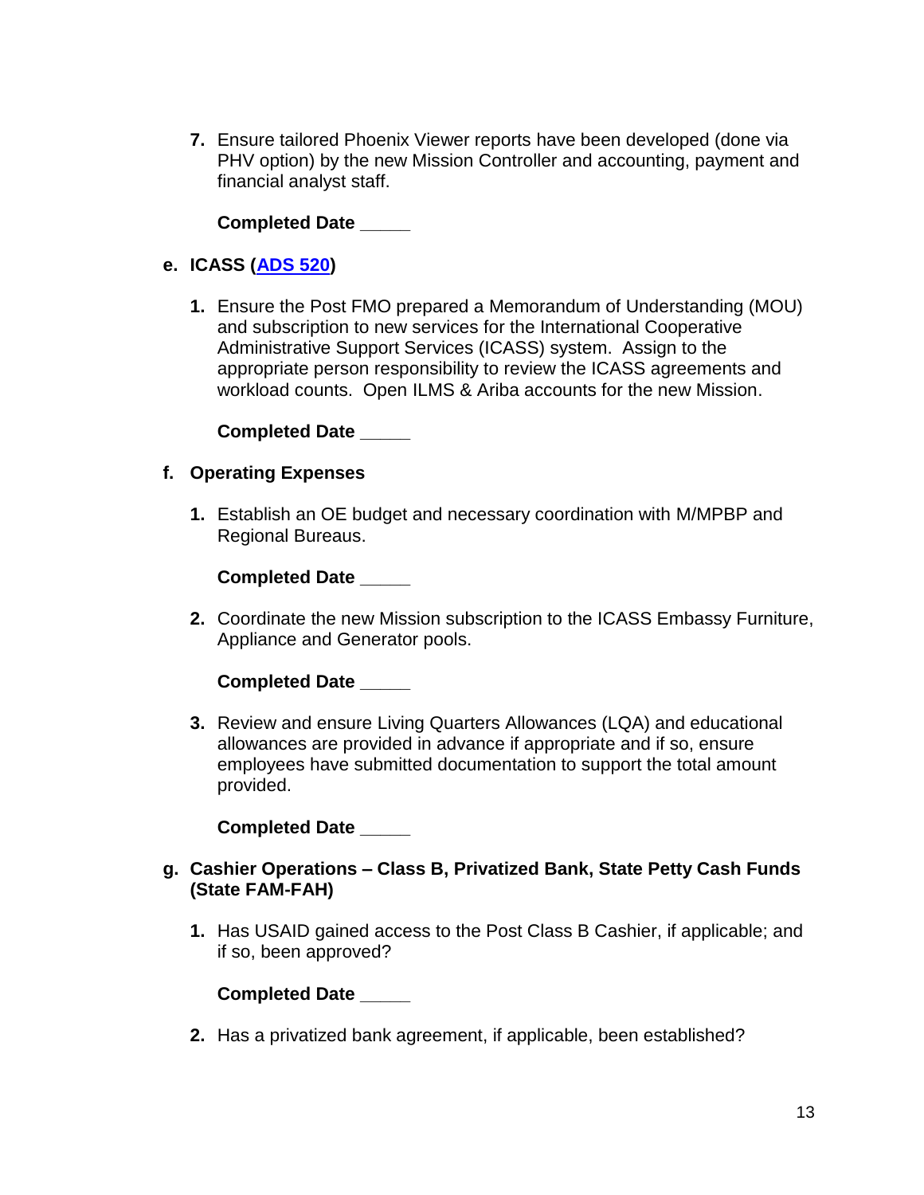**7.** Ensure tailored Phoenix Viewer reports have been developed (done via PHV option) by the new Mission Controller and accounting, payment and financial analyst staff.

**Completed Date _____**

**e. ICASS ([ADS 520](ADS 520))**

**1.** Ensure the Post FMO prepared a Memorandum of Understanding (MOU) and subscription to new services for the International Cooperative Administrative Support Services (ICASS) system. Assign to the appropriate person responsibility to review the ICASS agreements and workload counts. Open ILMS & Ariba accounts for the new Mission.

**Completed Date _____**

**f. Operating Expenses**

**1.** Establish an OE budget and necessary coordination with M/MPBP and Regional Bureaus.

**Completed Date _____**

**2.** Coordinate the new Mission subscription to the ICASS Embassy Furniture, Appliance and Generator pools.

**Completed Date _____**

**3.** Review and ensure Living Quarters Allowances (LQA) and educational allowances are provided in advance if appropriate and if so, ensure employees have submitted documentation to support the total amount provided.

**Completed Date _____**

**g. Cashier Operations – Class B, Privatized Bank, State Petty Cash Funds (State FAM-FAH)**

**1.** Has USAID gained access to the Post Class B Cashier, if applicable; and if so, been approved?

**Completed Date _____**

**2.** Has a privatized bank agreement, if applicable, been established?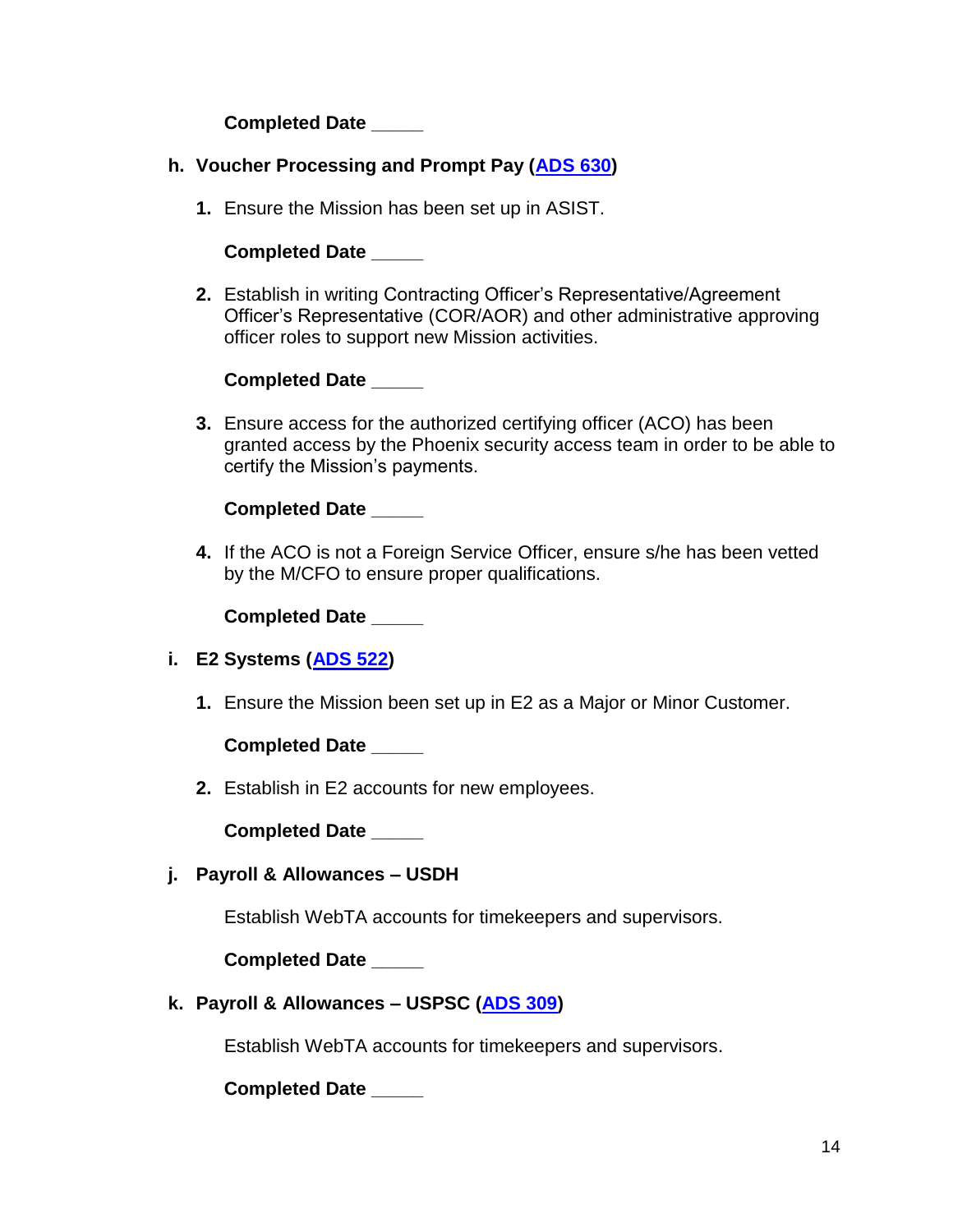**Completed Date _____**

**h. Voucher Processing and Prompt Pay (ADS 630)**

1. Ensure the Mission has been set up in ASIST.

   **Completed Date _____**

2. Establish in writing Contracting Officer's Representative/Agreement Officer's Representative (COR/AOR) and other administrative approving officer roles to support new Mission activities.

   **Completed Date _____**

3. Ensure access for the authorized certifying officer (ACO) has been granted access by the Phoenix security access team in order to be able to certify the Mission's payments.

   **Completed Date _____**

4. If the ACO is not a Foreign Service Officer, ensure s/he has been vetted by the M/CFO to ensure proper qualifications.

   **Completed Date _____**

**i. E2 Systems (ADS 522)**

1. Ensure the Mission been set up in E2 as a Major or Minor Customer.

   **Completed Date _____**

2. Establish in E2 accounts for new employees.

   **Completed Date _____**

**j. Payroll & Allowances – USDH**

Establish WebTA accounts for timekeepers and supervisors.

**Completed Date _____**

**k. Payroll & Allowances – USPSC (ADS 309)**

Establish WebTA accounts for timekeepers and supervisors.

**Completed Date _____**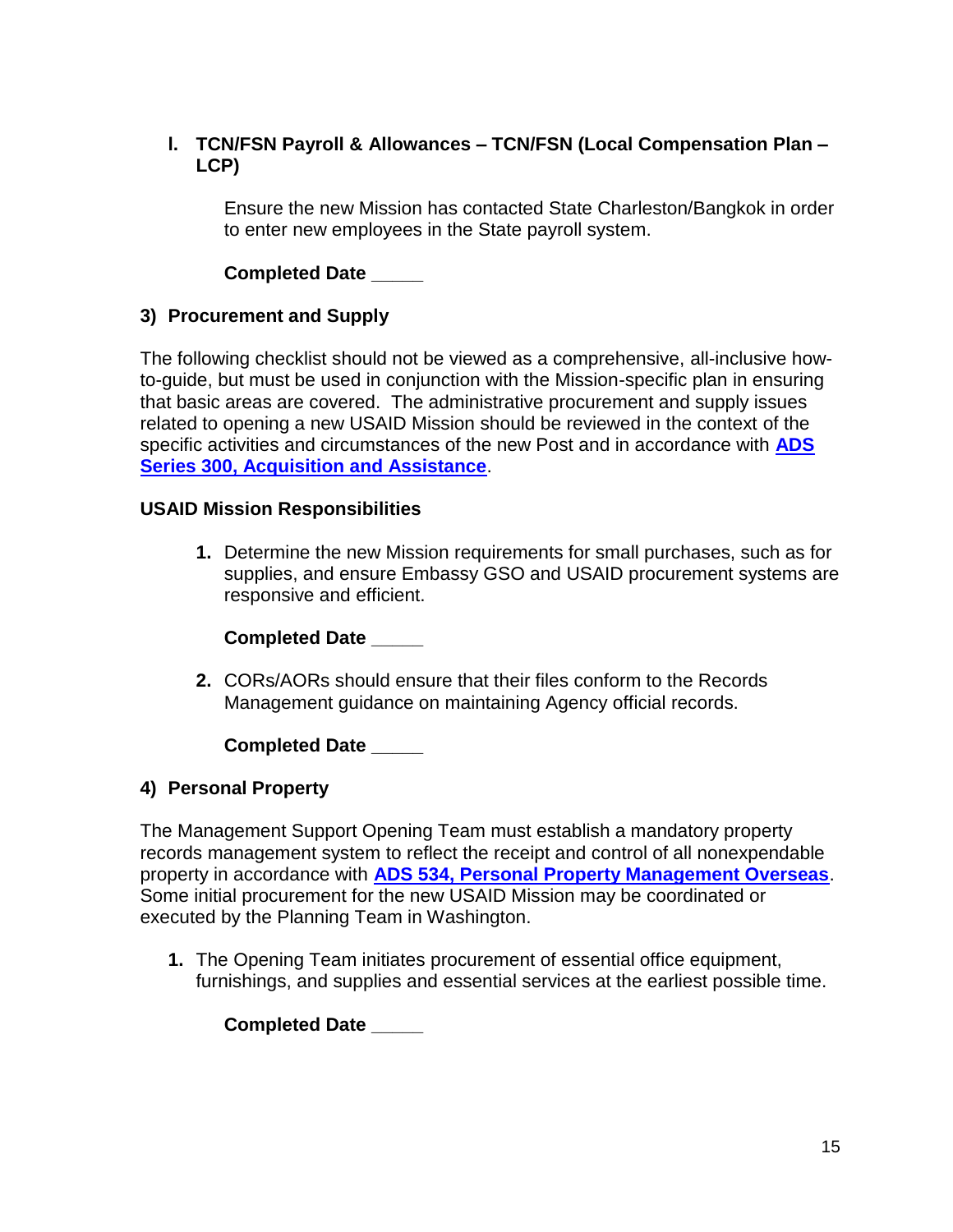**l. TCN/FSN Payroll & Allowances – TCN/FSN (Local Compensation Plan – LCP)**

Ensure the new Mission has contacted State Charleston/Bangkok in order to enter new employees in the State payroll system.

**Completed Date _____**

### 3) Procurement and Supply

The following checklist should not be viewed as a comprehensive, all-inclusive how-to-guide, but must be used in conjunction with the Mission-specific plan in ensuring that basic areas are covered. The administrative procurement and supply issues related to opening a new USAID Mission should be reviewed in the context of the specific activities and circumstances of the new Post and in accordance with **ADS Series 300, Acquisition and Assistance**.

**USAID Mission Responsibilities**

1. Determine the new Mission requirements for small purchases, such as for supplies, and ensure Embassy GSO and USAID procurement systems are responsive and efficient.

   **Completed Date _____**

2. CORs/AORs should ensure that their files conform to the Records Management guidance on maintaining Agency official records.

   **Completed Date _____**

### 4) Personal Property

The Management Support Opening Team must establish a mandatory property records management system to reflect the receipt and control of all nonexpendable property in accordance with **ADS 534, Personal Property Management Overseas**. Some initial procurement for the new USAID Mission may be coordinated or executed by the Planning Team in Washington.

1. The Opening Team initiates procurement of essential office equipment, furnishings, and supplies and essential services at the earliest possible time.

   **Completed Date _____**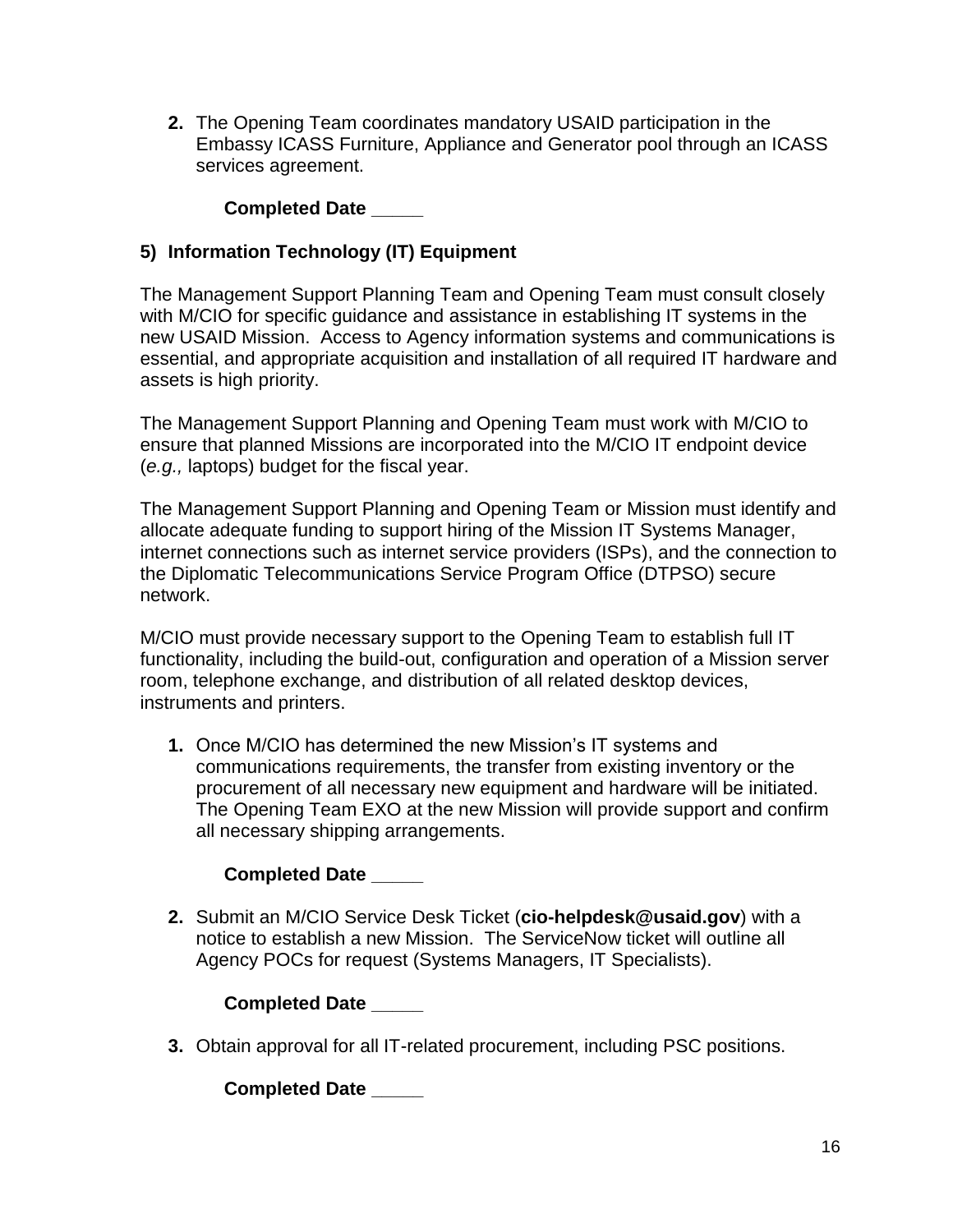2. The Opening Team coordinates mandatory USAID participation in the Embassy ICASS Furniture, Appliance and Generator pool through an ICASS services agreement.

   **Completed Date _____**

### 5) Information Technology (IT) Equipment

The Management Support Planning Team and Opening Team must consult closely with M/CIO for specific guidance and assistance in establishing IT systems in the new USAID Mission. Access to Agency information systems and communications is essential, and appropriate acquisition and installation of all required IT hardware and assets is high priority.

The Management Support Planning and Opening Team must work with M/CIO to ensure that planned Missions are incorporated into the M/CIO IT endpoint device (*e.g.,* laptops) budget for the fiscal year.

The Management Support Planning and Opening Team or Mission must identify and allocate adequate funding to support hiring of the Mission IT Systems Manager, internet connections such as internet service providers (ISPs), and the connection to the Diplomatic Telecommunications Service Program Office (DTPSO) secure network.

M/CIO must provide necessary support to the Opening Team to establish full IT functionality, including the build-out, configuration and operation of a Mission server room, telephone exchange, and distribution of all related desktop devices, instruments and printers.

1. Once M/CIO has determined the new Mission's IT systems and communications requirements, the transfer from existing inventory or the procurement of all necessary new equipment and hardware will be initiated. The Opening Team EXO at the new Mission will provide support and confirm all necessary shipping arrangements.

   **Completed Date _____**

2. Submit an M/CIO Service Desk Ticket (**cio-helpdesk@usaid.gov**) with a notice to establish a new Mission. The ServiceNow ticket will outline all Agency POCs for request (Systems Managers, IT Specialists).

   **Completed Date _____**

3. Obtain approval for all IT-related procurement, including PSC positions.

   **Completed Date _____**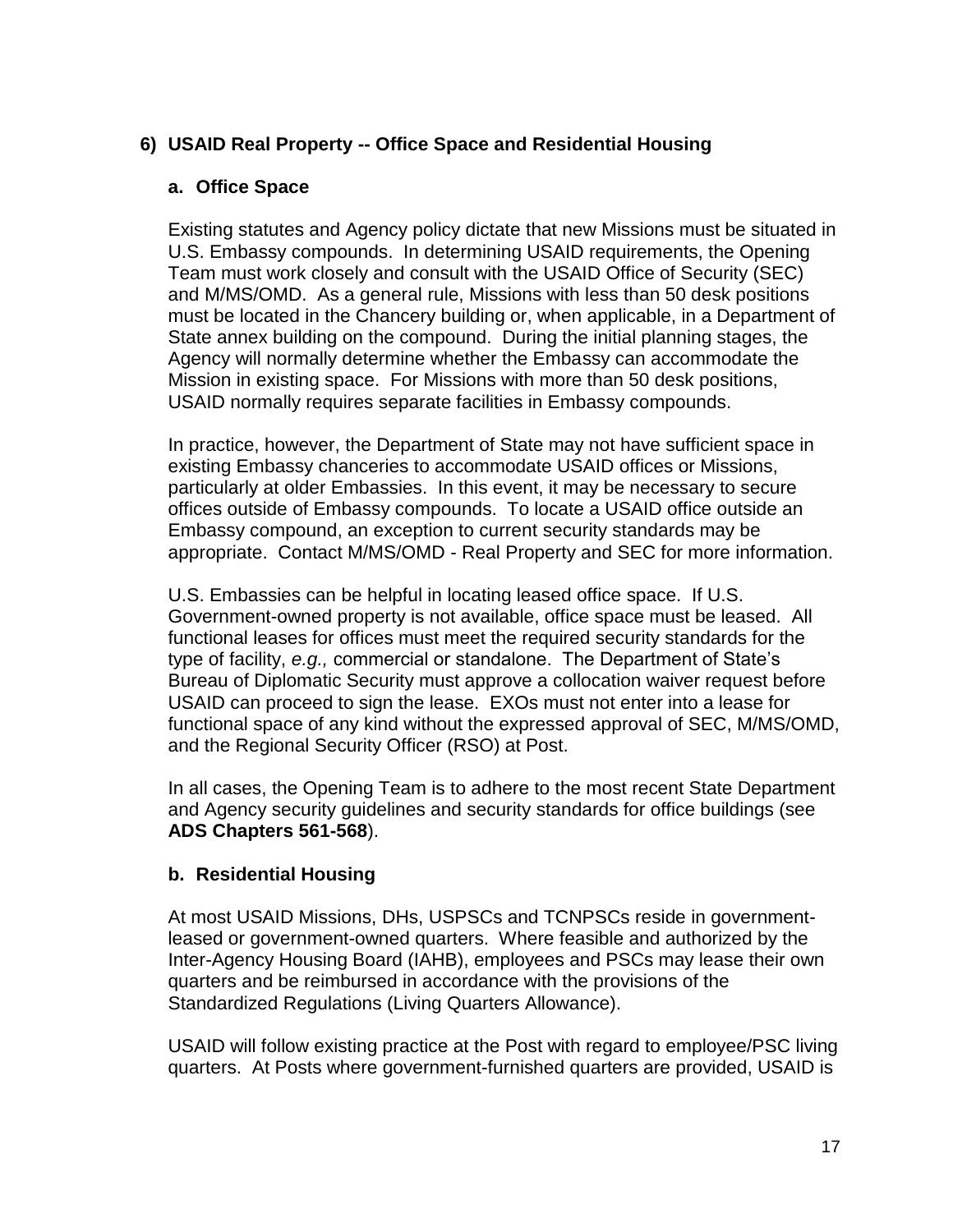### 6) USAID Real Property -- Office Space and Residential Housing

#### a. Office Space

Existing statutes and Agency policy dictate that new Missions must be situated in U.S. Embassy compounds. In determining USAID requirements, the Opening Team must work closely and consult with the USAID Office of Security (SEC) and M/MS/OMD. As a general rule, Missions with less than 50 desk positions must be located in the Chancery building or, when applicable, in a Department of State annex building on the compound. During the initial planning stages, the Agency will normally determine whether the Embassy can accommodate the Mission in existing space. For Missions with more than 50 desk positions, USAID normally requires separate facilities in Embassy compounds.

In practice, however, the Department of State may not have sufficient space in existing Embassy chanceries to accommodate USAID offices or Missions, particularly at older Embassies. In this event, it may be necessary to secure offices outside of Embassy compounds. To locate a USAID office outside an Embassy compound, an exception to current security standards may be appropriate. Contact M/MS/OMD - Real Property and SEC for more information.

U.S. Embassies can be helpful in locating leased office space. If U.S. Government-owned property is not available, office space must be leased. All functional leases for offices must meet the required security standards for the type of facility, *e.g.,* commercial or standalone. The Department of State's Bureau of Diplomatic Security must approve a collocation waiver request before USAID can proceed to sign the lease. EXOs must not enter into a lease for functional space of any kind without the expressed approval of SEC, M/MS/OMD, and the Regional Security Officer (RSO) at Post.

In all cases, the Opening Team is to adhere to the most recent State Department and Agency security guidelines and security standards for office buildings (see **ADS Chapters 561-568**).

#### b. Residential Housing

At most USAID Missions, DHs, USPSCs and TCNPSCs reside in government-leased or government-owned quarters. Where feasible and authorized by the Inter-Agency Housing Board (IAHB), employees and PSCs may lease their own quarters and be reimbursed in accordance with the provisions of the Standardized Regulations (Living Quarters Allowance).

USAID will follow existing practice at the Post with regard to employee/PSC living quarters. At Posts where government-furnished quarters are provided, USAID is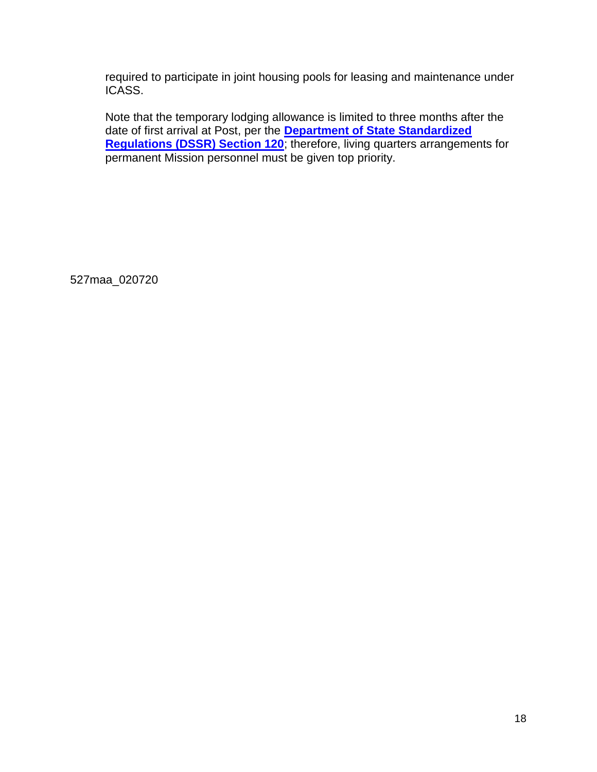required to participate in joint housing pools for leasing and maintenance under ICASS.

Note that the temporary lodging allowance is limited to three months after the date of first arrival at Post, per the **Department of State Standardized Regulations (DSSR) Section 120**; therefore, living quarters arrangements for permanent Mission personnel must be given top priority.

527maa_020720